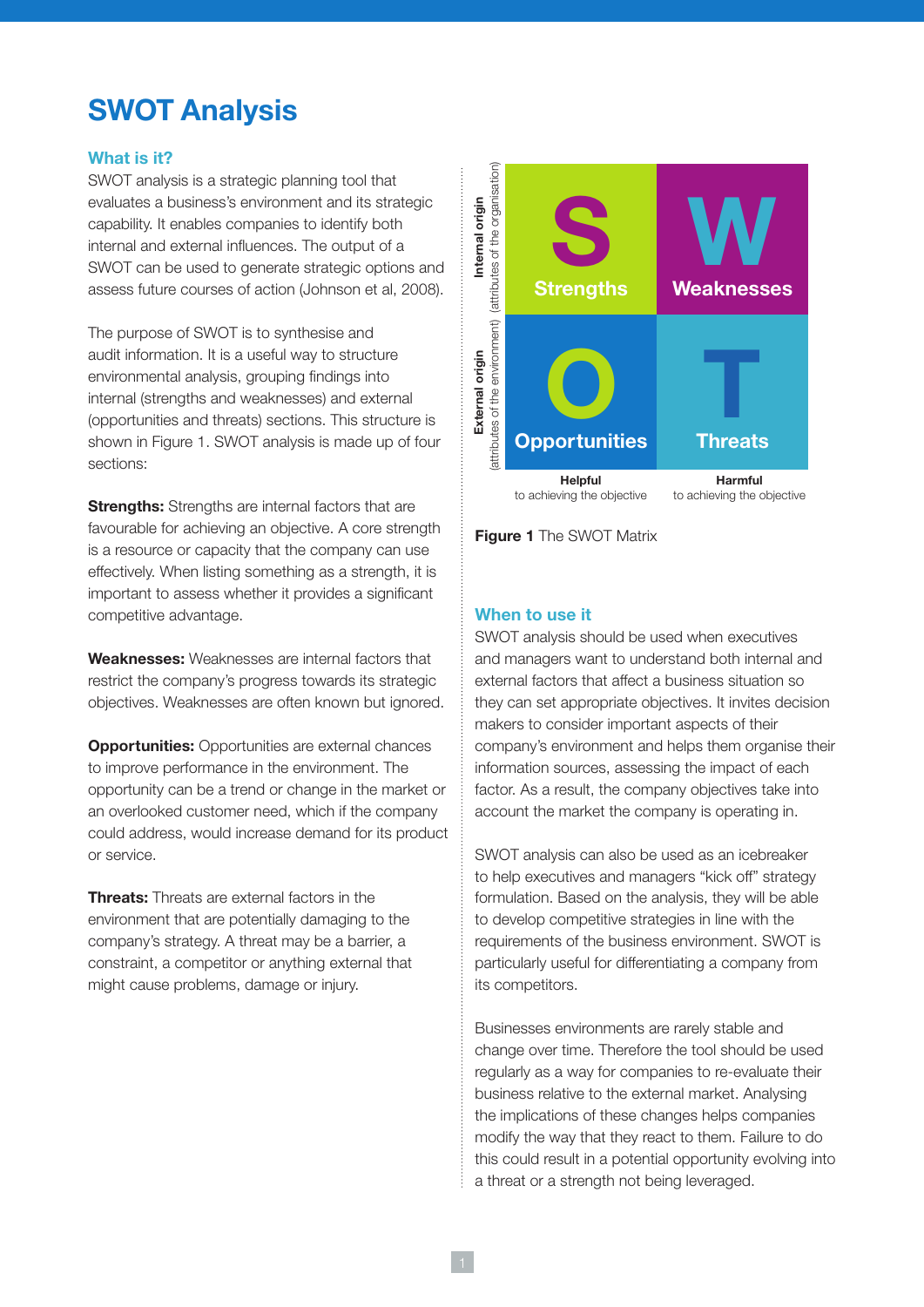# SWOT Analysis

## What is it?

SWOT analysis is a strategic planning tool that evaluates a business's environment and its strategic capability. It enables companies to identify both internal and external influences. The output of a SWOT can be used to generate strategic options and assess future courses of action (Johnson et al, 2008).

The purpose of SWOT is to synthesise and audit information. It is a useful way to structure environmental analysis, grouping findings into internal (strengths and weaknesses) and external (opportunities and threats) sections. This structure is shown in Figure 1. SWOT analysis is made up of four sections:

**Strengths:** Strengths are internal factors that are favourable for achieving an objective. A core strength is a resource or capacity that the company can use effectively. When listing something as a strength, it is important to assess whether it provides a significant competitive advantage.

**Weaknesses:** Weaknesses are internal factors that restrict the company's progress towards its strategic objectives. Weaknesses are often known but ignored.

**Opportunities:** Opportunities are external chances to improve performance in the environment. The opportunity can be a trend or change in the market or an overlooked customer need, which if the company could address, would increase demand for its product or service.

**Threats:** Threats are external factors in the environment that are potentially damaging to the company's strategy. A threat may be a barrier, a constraint, a competitor or anything external that might cause problems, damage or injury.

| | **Helpful** to achieving the objective | **Harmful** to achieving the objective |
|---|---|---|
| **Internal origin** (attributes of the organisation) | S Strengths | W Weaknesses |
| **External origin** (attributes of the environment) | O Opportunities | T Threats |

**Figure 1** The SWOT Matrix

## When to use it

SWOT analysis should be used when executives and managers want to understand both internal and external factors that affect a business situation so they can set appropriate objectives. It invites decision makers to consider important aspects of their company's environment and helps them organise their information sources, assessing the impact of each factor. As a result, the company objectives take into account the market the company is operating in.

SWOT analysis can also be used as an icebreaker to help executives and managers "kick off" strategy formulation. Based on the analysis, they will be able to develop competitive strategies in line with the requirements of the business environment. SWOT is particularly useful for differentiating a company from its competitors.

Businesses environments are rarely stable and change over time. Therefore the tool should be used regularly as a way for companies to re-evaluate their business relative to the external market. Analysing the implications of these changes helps companies modify the way that they react to them. Failure to do this could result in a potential opportunity evolving into a threat or a strength not being leveraged.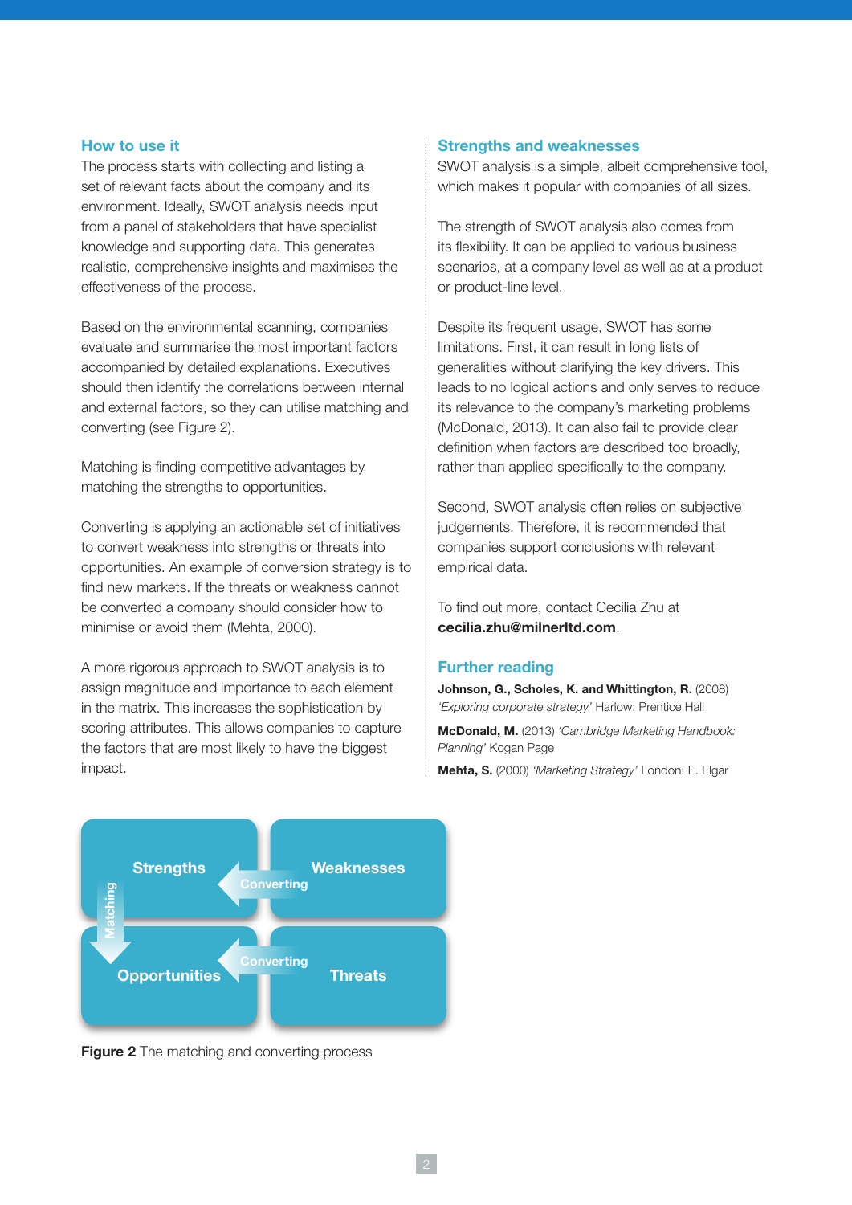## How to use it

The process starts with collecting and listing a set of relevant facts about the company and its environment. Ideally, SWOT analysis needs input from a panel of stakeholders that have specialist knowledge and supporting data. This generates realistic, comprehensive insights and maximises the effectiveness of the process.

Based on the environmental scanning, companies evaluate and summarise the most important factors accompanied by detailed explanations. Executives should then identify the correlations between internal and external factors, so they can utilise matching and converting (see Figure 2).

Matching is finding competitive advantages by matching the strengths to opportunities.

Converting is applying an actionable set of initiatives to convert weakness into strengths or threats into opportunities. An example of conversion strategy is to find new markets. If the threats or weakness cannot be converted a company should consider how to minimise or avoid them (Mehta, 2000).

A more rigorous approach to SWOT analysis is to assign magnitude and importance to each element in the matrix. This increases the sophistication by scoring attributes. This allows companies to capture the factors that are most likely to have the biggest impact.

Strengths

Weaknesses

Opportunities

Threats

Matching

Converting

Converting

**Figure 2** The matching and converting process

## Strengths and weaknesses

SWOT analysis is a simple, albeit comprehensive tool, which makes it popular with companies of all sizes.

The strength of SWOT analysis also comes from its flexibility. It can be applied to various business scenarios, at a company level as well as at a product or product-line level.

Despite its frequent usage, SWOT has some limitations. First, it can result in long lists of generalities without clarifying the key drivers. This leads to no logical actions and only serves to reduce its relevance to the company's marketing problems (McDonald, 2013). It can also fail to provide clear definition when factors are described too broadly, rather than applied specifically to the company.

Second, SWOT analysis often relies on subjective judgements. Therefore, it is recommended that companies support conclusions with relevant empirical data.

To find out more, contact Cecilia Zhu at **cecilia.zhu@milnerltd.com**.

## Further reading

**Johnson, G., Scholes, K. and Whittington, R.** (2008) *'Exploring corporate strategy'* Harlow: Prentice Hall

**McDonald, M.** (2013) *'Cambridge Marketing Handbook: Planning'* Kogan Page

**Mehta, S.** (2000) *'Marketing Strategy'* London: E. Elgar